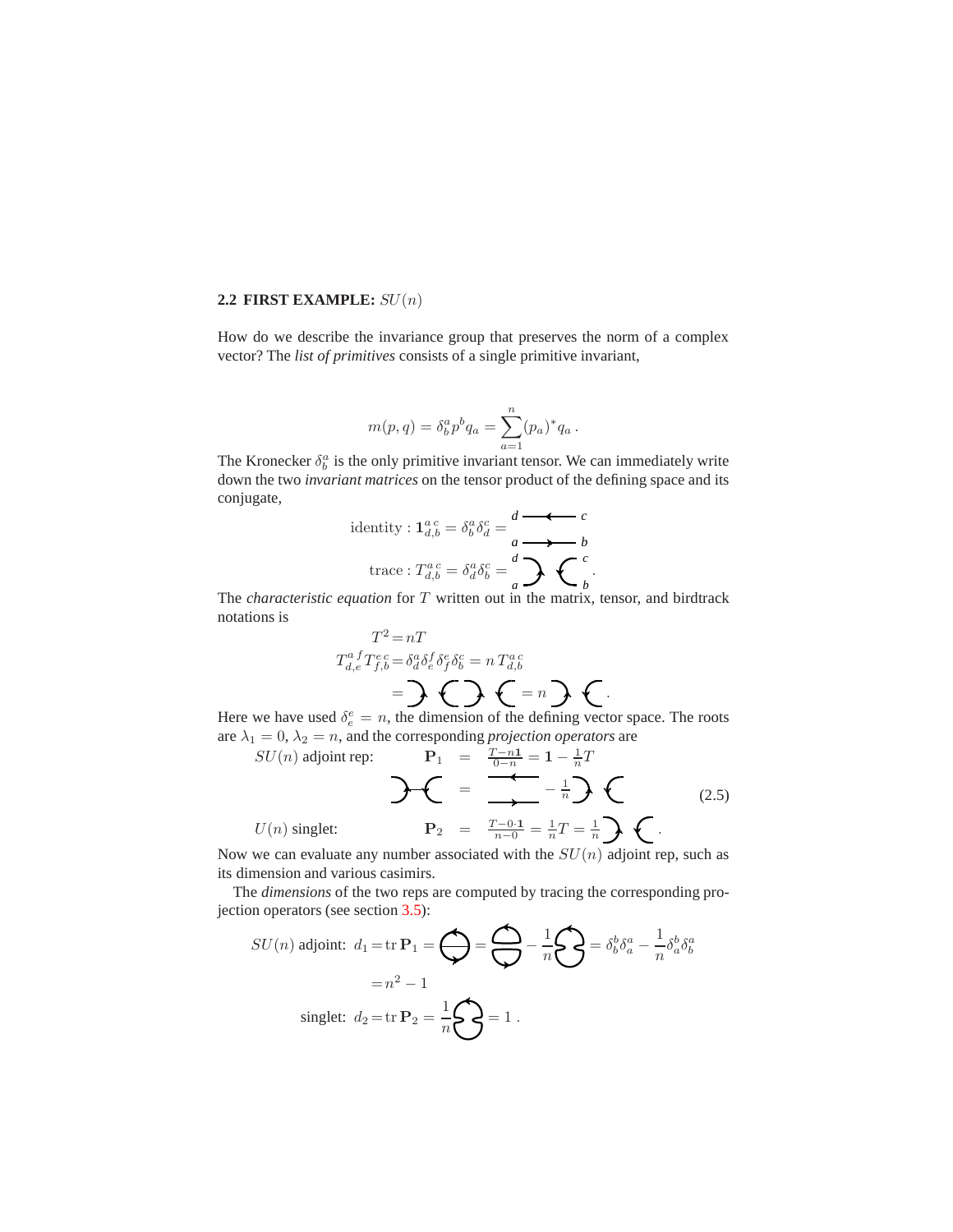### 2.2 FIRST EXAMPLE: $SU(n)$

How do we describe the invariance group that preserves the norm of a complex vector? The *list of primitives* consists of a single primitive invariant,

$$m(p, q) = \delta_b^a p^b q_a = \sum_{a=1}^{n} (p_a)^* q_a \,.$$

The Kronecker $\delta_b^a$ is the only primitive invariant tensor. We can immediately write down the two *invariant matrices* on the tensor product of the defining space and its conjugate,

$$\text{identity} : \mathbf{1}_{d,b}^{a\,c} = \delta_b^a \delta_d^c = \text{[birdtrack]}$$

$$\text{trace} : T_{d,b}^{a\,c} = \delta_d^a \delta_b^c = \text{[birdtrack]}\,.$$

The *characteristic equation* for $T$ written out in the matrix, tensor, and birdtrack notations is

$$T^2 = nT$$

$$T_{d,e}^{a\,f} T_{f,b}^{e\,c} = \delta_d^a \delta_e^f \delta_f^e \delta_b^c = n\, T_{d,b}^{a\,c}$$

$$= \text{[birdtrack]} = n\,\text{[birdtrack]}\,.$$

Here we have used $\delta_e^e = n$, the dimension of the defining vector space. The roots are $\lambda_1 = 0$, $\lambda_2 = n$, and the corresponding *projection operators* are

$$
\begin{aligned}
SU(n) \text{ adjoint rep:} \qquad \mathbf{P}_1 &= \frac{T - n\mathbf{1}}{0 - n} = \mathbf{1} - \frac{1}{n}T \\
\text{[birdtrack]} &= \text{[birdtrack]} - \frac{1}{n}\text{[birdtrack]} \qquad (2.5) \\
U(n) \text{ singlet:} \qquad \mathbf{P}_2 &= \frac{T - 0 \cdot \mathbf{1}}{n - 0} = \frac{1}{n}T = \frac{1}{n}\text{[birdtrack]}\,.
\end{aligned}
$$

Now we can evaluate any number associated with the $SU(n)$ adjoint rep, such as its dimension and various casimirs.

The *dimensions* of the two reps are computed by tracing the corresponding projection operators (see section 3.5):

$$SU(n) \text{ adjoint: } d_1 = \mathrm{tr}\,\mathbf{P}_1 = \text{[birdtrack]} = \text{[birdtrack]} - \frac{1}{n}\text{[birdtrack]} = \delta_b^b \delta_a^a - \frac{1}{n}\delta_a^b \delta_b^a$$

$$= n^2 - 1$$

$$\text{singlet: } d_2 = \mathrm{tr}\,\mathbf{P}_2 = \frac{1}{n}\text{[birdtrack]} = 1\,.$$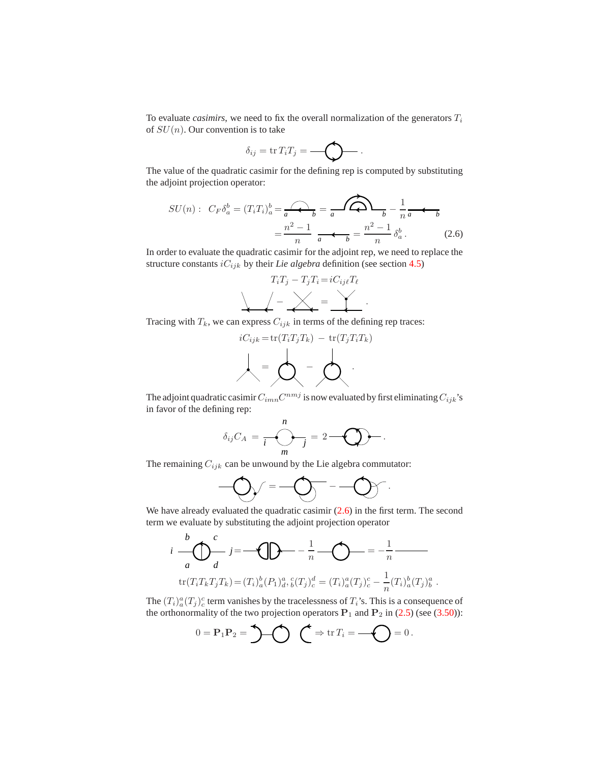To evaluate *casimirs*, we need to fix the overall normalization of the generators $T_i$ of $SU(n)$. Our convention is to take

$$\delta_{ij} = \operatorname{tr} T_i T_j = \text{[diagram]} \,.$$

The value of the quadratic casimir for the defining rep is computed by substituting the adjoint projection operator:

$$SU(n): \;\; C_F \delta_a^b = (T_i T_i)_a^b = \text{[diagram]} = \text{[diagram]} - \frac{1}{n} \text{[diagram]}$$
$$= \frac{n^2-1}{n} \;\; \text{[diagram]} = \frac{n^2-1}{n}\, \delta_a^b \,. \qquad (2.6)$$

In order to evaluate the quadratic casimir for the adjoint rep, we need to replace the structure constants $iC_{ijk}$ by their *Lie algebra* definition (see section 4.5)

$$T_i T_j - T_j T_i = i C_{ij\ell} T_\ell$$
$$\text{[diagram]} - \text{[diagram]} = \text{[diagram]} \,.$$

Tracing with $T_k$, we can express $C_{ijk}$ in terms of the defining rep traces:

$$iC_{ijk} = \operatorname{tr}(T_i T_j T_k) \; - \; \operatorname{tr}(T_j T_i T_k)$$
$$\text{[diagram]} = \text{[diagram]} - \text{[diagram]} \,.$$

The adjoint quadratic casimir $C_{imn} C^{nmj}$ is now evaluated by first eliminating $C_{ijk}$'s in favor of the defining rep:

$$\delta_{ij} C_A = \text{[diagram]} = 2 \text{[diagram]} \,.$$

The remaining $C_{ijk}$ can be unwound by the Lie algebra commutator:

$$\text{[diagram]} = \text{[diagram]} - \text{[diagram]} \,.$$

We have already evaluated the quadratic casimir (2.6) in the first term. The second term we evaluate by substituting the adjoint projection operator

$$\text{[diagram]} = \text{[diagram]} - \frac{1}{n} \text{[diagram]} = -\frac{1}{n} \text{[diagram]}$$

$$\operatorname{tr}(T_i T_k T_j T_k) = (T_i)_a^b (P_1)_d^a{}, {}_b^c (T_j)_c^d = (T_i)_a^a (T_j)_c^c - \frac{1}{n} (T_i)_a^b (T_j)_b^a \,.$$

The $(T_i)_a^a (T_j)_c^c$ term vanishes by the tracelessness of $T_i$'s. This is a consequence of the orthonormality of the two projection operators $\mathbf{P}_1$ and $\mathbf{P}_2$ in (2.5) (see (3.50)):

$$0 = \mathbf{P}_1 \mathbf{P}_2 = \text{[diagram]} \Rightarrow \operatorname{tr} T_i = \text{[diagram]} = 0 \,.$$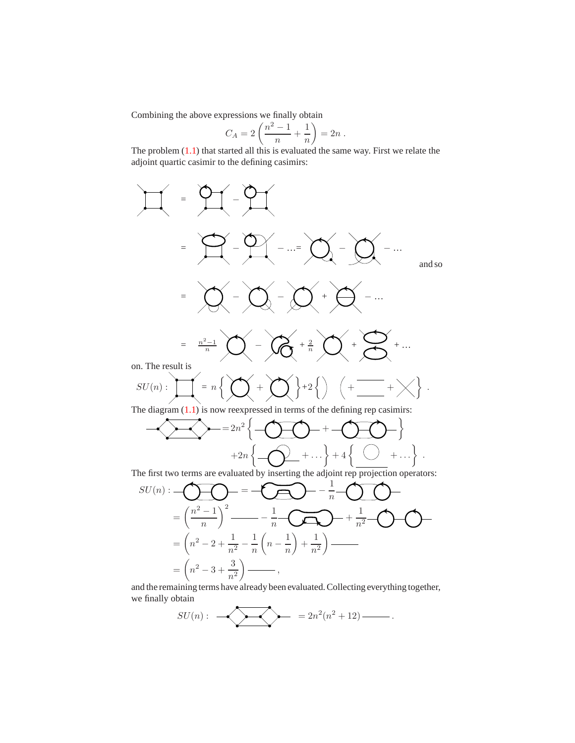Combining the above expressions we finally obtain

$$C_A = 2\left(\frac{n^2-1}{n} + \frac{1}{n}\right) = 2n\ .$$

The problem (1.1) that started all this is evaluated the same way. First we relate the adjoint quartic casimir to the defining casimirs:

$$= \quad - $$

$$= \quad - \quad - \ldots = \quad - \quad - \ldots$$

and so

$$= \quad - \quad - \quad + \quad - \ldots$$

$$= \quad \frac{n^2-1}{n} \quad - \quad + \frac{2}{n} \quad + \quad + \ldots$$

on. The result is

$$SU(n): \quad = n\left\{ \quad + \quad \right\} + 2\left\{ \right\} \quad \left( + \quad + \quad \right\}\ .$$

The diagram (1.1) is now reexpressed in terms of the defining rep casimirs:

$$= 2n^2\left\{ \quad + \quad \right\}$$

$$+2n\left\{ \quad + \ldots \right\} + 4\left\{ \quad + \ldots \right\}\ .$$

The first two terms are evaluated by inserting the adjoint rep projection operators:

$$SU(n): \quad = \quad - \frac{1}{n}$$

$$= \left(\frac{n^2-1}{n}\right)^2 \quad - \frac{1}{n} \quad + \frac{1}{n^2}$$

$$= \left(n^2 - 2 + \frac{1}{n^2} - \frac{1}{n}\left(n - \frac{1}{n}\right) + \frac{1}{n^2}\right)$$

$$= \left(n^2 - 3 + \frac{3}{n^2}\right) \quad ,$$

and the remaining terms have already been evaluated. Collecting everything together, we finally obtain

$$SU(n): \quad = 2n^2(n^2+12) \quad .$$